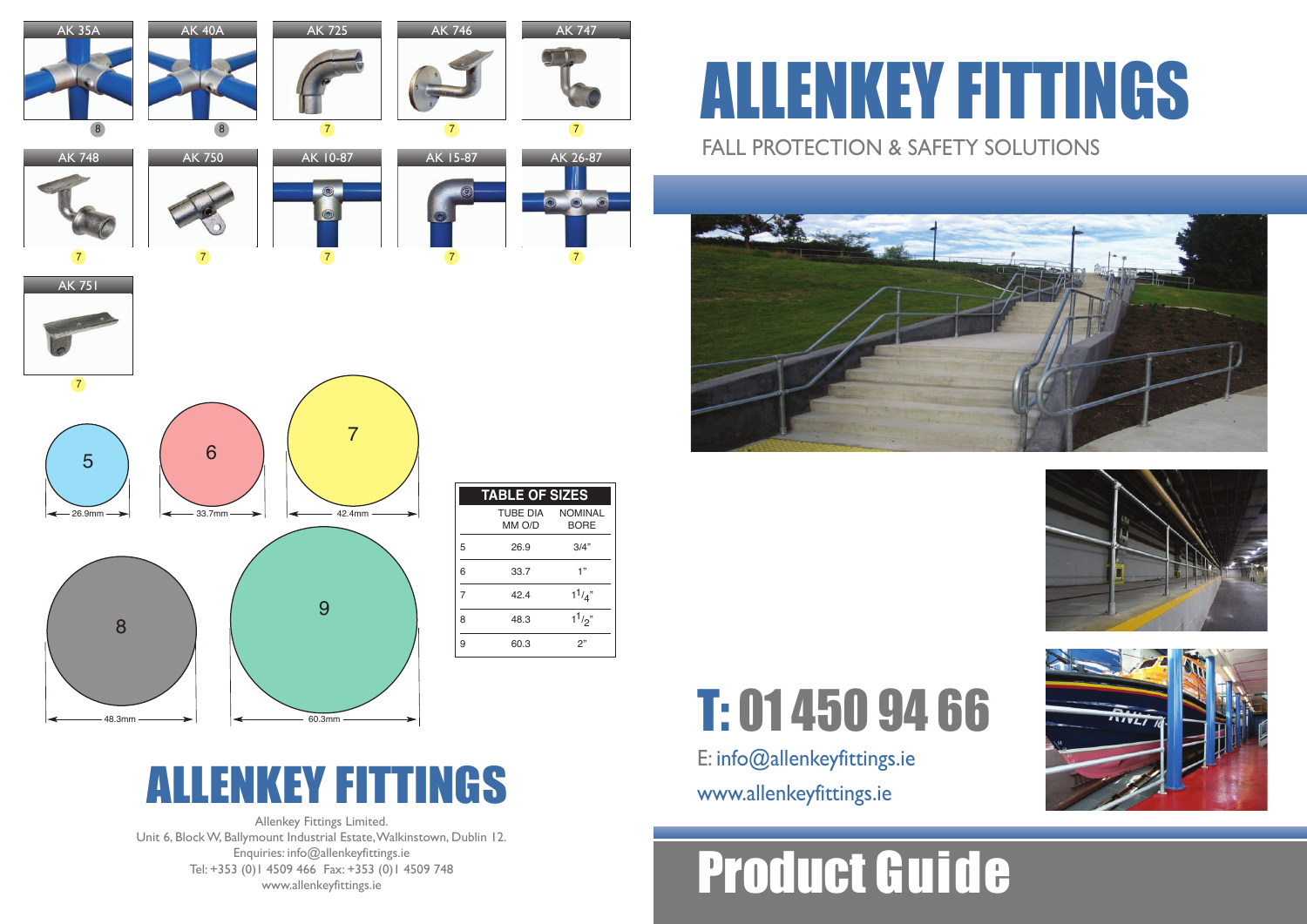AK 35A — 8

AK 40A — 8

AK 725 — 7

AK 746 — 7

AK 747 — 7

AK 748 — 7

AK 750 — 7

AK 10-87 — 7

AK 15-87 — 7

AK 26-87 — 7

AK 751 — 7

5 — 26.9mm

6 — 33.7mm

7 — 42.4mm

8 — 48.3mm

9 — 60.3mm

## TABLE OF SIZES

| | TUBE DIA MM O/D | NOMINAL BORE |
|---|---|---|
| 5 | 26.9 | 3/4" |
| 6 | 33.7 | 1" |
| 7 | 42.4 | $1^1/_4$" |
| 8 | 48.3 | $1^1/_2$" |
| 9 | 60.3 | 2" |

# ALLENKEY FITTINGS

Allenkey Fittings Limited.
Unit 6, Block W, Ballymount Industrial Estate, Walkinstown, Dublin 12.
Enquiries: info@allenkeyfittings.ie
Tel: +353 (0)1 4509 466 Fax: +353 (0)1 4509 748
www.allenkeyfittings.ie

# ALLENKEY FITTINGS

FALL PROTECTION & SAFETY SOLUTIONS

## T: 01 450 94 66

E: info@allenkeyfittings.ie

www.allenkeyfittings.ie

# Product Guide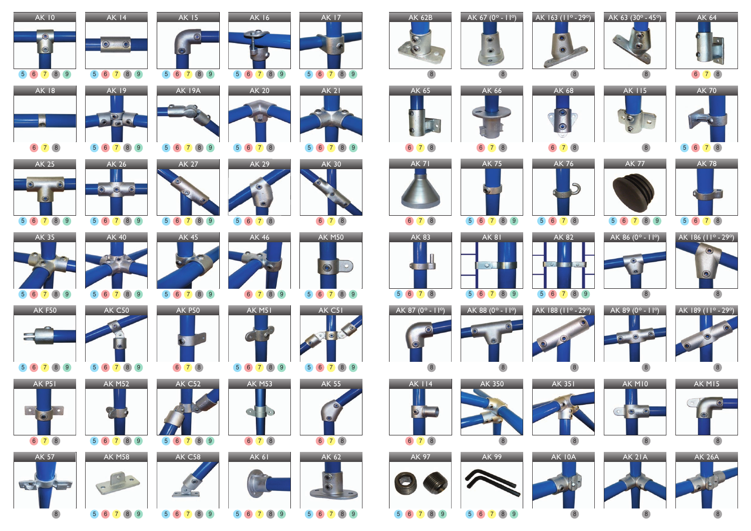AK 10
5 6 7 8 9

AK 14
5 6 7 8 9

AK 15
5 6 7 8 9

AK 16
5 6 7 8 9

AK 17
5 6 7 8 9

AK 62B
8

AK 67 (0° - 11°)
8

AK 163 (11° - 29°)
8

AK 63 (30° - 45°)
8

AK 64
6 7 8

AK 18
6 7 8

AK 19
5 6 7 8 9

AK 19A
5 6 7 8 9

AK 20
5 6 7 8

AK 21
5 6 7 8 9

AK 65
6 7 8

AK 66
6 7 8

AK 68
6 7 8

AK 115
8

AK 70
5 6 7 8

AK 25
5 6 7 8 9

AK 26
5 6 7 8 9

AK 27
5 6 7 8 9

AK 29
5 6 7 8

AK 30
6 7 8

AK 71
6 7 8

AK 75
5 6 7 8 9

AK 76
5 6 7 8

AK 77
5 6 7 8 9

AK 78
5 6 7 8

AK 35
5 6 7 8 9

AK 40
5 6 7 8 9

AK 45
5 6 7 8 9

AK 46
6 7 8 9

AK M50
5 6 7 8 9

AK 83
5 6 7 8

AK 81
5 6 7 8 9

AK 82
5 6 7 8 9

AK 86 (0° - 11°)
8

AK 186 (11° - 29°)
8

AK F50
5 6 7 8 9

AK C50
5 6 7 8 9

AK P50
6 7 8

AK M51
5 6 7 8 9

AK C51
5 6 7 8 9

AK 87 (0° - 11°)
8

AK 88 (0° - 11°)
8

AK 188 (11° - 29°)
8

AK 89 (0° - 11°)
8

AK 189 (11° - 29°)
8

AK P51
6 7 8

AK M52
5 6 7 8 9

AK C52
5 6 7 8 9

AK M53
6 7 8

AK 55
6 7 8

AK 114
6 7 8

AK 350
8

AK 351
8

AK M10
8

AK M15
8

AK 57
8

AK M58
5 6 7 8 9

AK C58
5 6 7 8 9

AK 61
5 6 7 8 9

AK 62
5 6 7 8 9

AK 97
5 6 7 8 9

AK 99
5 6 7 8 9

AK 10A
8

AK 21A
8

AK 26A
8